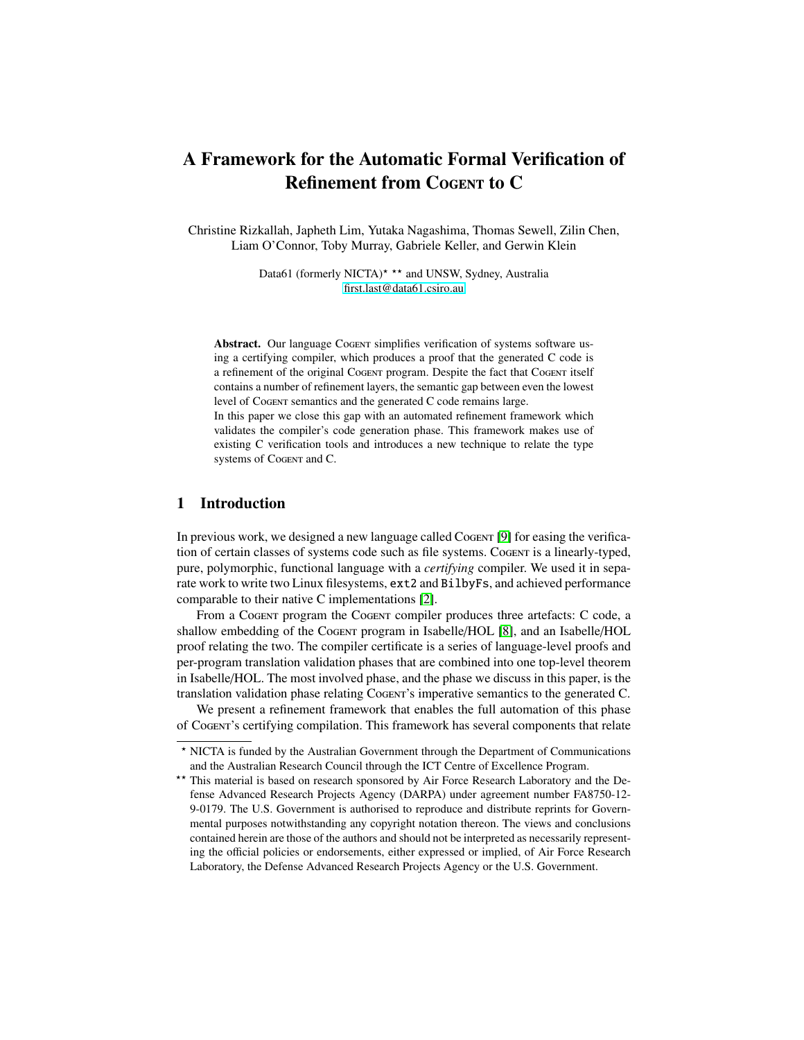# A Framework for the Automatic Formal Verification of Refinement from Cogent to C

Christine Rizkallah, Japheth Lim, Yutaka Nagashima, Thomas Sewell, Zilin Chen, Liam O'Connor, Toby Murray, Gabriele Keller, and Gerwin Klein

Data61 (formerly NICTA)* ** and UNSW, Sydney, Australia
first.last@data61.csiro.au

**Abstract.** Our language Cogent simplifies verification of systems software using a certifying compiler, which produces a proof that the generated C code is a refinement of the original Cogent program. Despite the fact that Cogent itself contains a number of refinement layers, the semantic gap between even the lowest level of Cogent semantics and the generated C code remains large.
In this paper we close this gap with an automated refinement framework which validates the compiler's code generation phase. This framework makes use of existing C verification tools and introduces a new technique to relate the type systems of Cogent and C.

## 1 Introduction

In previous work, we designed a new language called Cogent [9] for easing the verification of certain classes of systems code such as file systems. Cogent is a linearly-typed, pure, polymorphic, functional language with a *certifying* compiler. We used it in separate work to write two Linux filesystems, `ext2` and `BilbyFs`, and achieved performance comparable to their native C implementations [2].

From a Cogent program the Cogent compiler produces three artefacts: C code, a shallow embedding of the Cogent program in Isabelle/HOL [8], and an Isabelle/HOL proof relating the two. The compiler certificate is a series of language-level proofs and per-program translation validation phases that are combined into one top-level theorem in Isabelle/HOL. The most involved phase, and the phase we discuss in this paper, is the translation validation phase relating Cogent's imperative semantics to the generated C.

We present a refinement framework that enables the full automation of this phase of Cogent's certifying compilation. This framework has several components that relate

---

* NICTA is funded by the Australian Government through the Department of Communications and the Australian Research Council through the ICT Centre of Excellence Program.

** This material is based on research sponsored by Air Force Research Laboratory and the Defense Advanced Research Projects Agency (DARPA) under agreement number FA8750-12-9-0179. The U.S. Government is authorised to reproduce and distribute reprints for Governmental purposes notwithstanding any copyright notation thereon. The views and conclusions contained herein are those of the authors and should not be interpreted as necessarily representing the official policies or endorsements, either expressed or implied, of Air Force Research Laboratory, the Defense Advanced Research Projects Agency or the U.S. Government.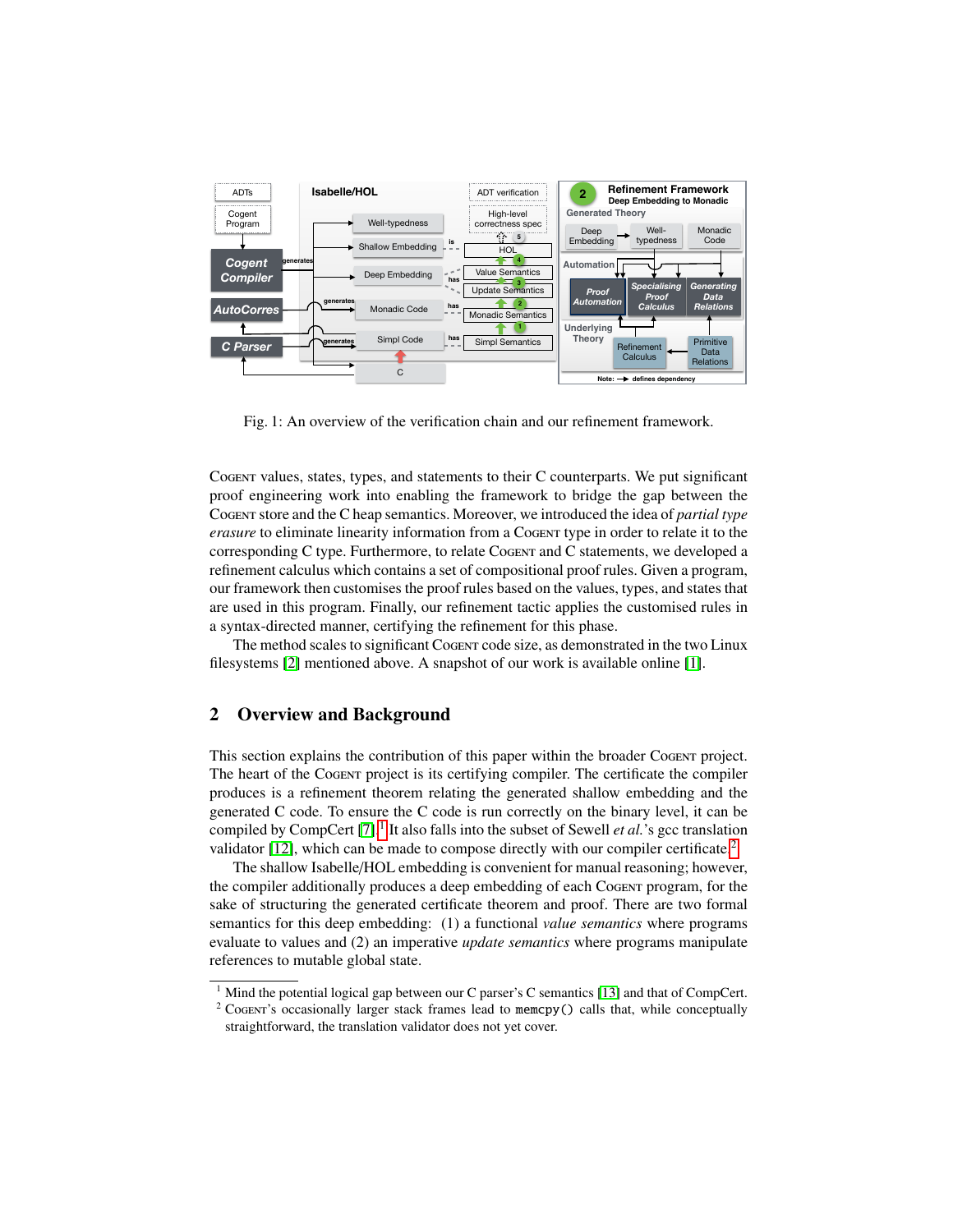Fig. 1: An overview of the verification chain and our refinement framework.

Cogent values, states, types, and statements to their C counterparts. We put significant proof engineering work into enabling the framework to bridge the gap between the Cogent store and the C heap semantics. Moreover, we introduced the idea of *partial type erasure* to eliminate linearity information from a Cogent type in order to relate it to the corresponding C type. Furthermore, to relate Cogent and C statements, we developed a refinement calculus which contains a set of compositional proof rules. Given a program, our framework then customises the proof rules based on the values, types, and states that are used in this program. Finally, our refinement tactic applies the customised rules in a syntax-directed manner, certifying the refinement for this phase.

The method scales to significant Cogent code size, as demonstrated in the two Linux filesystems [2] mentioned above. A snapshot of our work is available online [1].

## 2 Overview and Background

This section explains the contribution of this paper within the broader Cogent project. The heart of the Cogent project is its certifying compiler. The certificate the compiler produces is a refinement theorem relating the generated shallow embedding and the generated C code. To ensure the C code is run correctly on the binary level, it can be compiled by CompCert [7].[1] It also falls into the subset of Sewell *et al.*'s gcc translation validator [12], which can be made to compose directly with our compiler certificate.[2]

The shallow Isabelle/HOL embedding is convenient for manual reasoning; however, the compiler additionally produces a deep embedding of each Cogent program, for the sake of structuring the generated certificate theorem and proof. There are two formal semantics for this deep embedding: (1) a functional *value semantics* where programs evaluate to values and (2) an imperative *update semantics* where programs manipulate references to mutable global state.

[1] Mind the potential logical gap between our C parser's C semantics [13] and that of CompCert.

[2] Cogent's occasionally larger stack frames lead to `memcpy()` calls that, while conceptually straightforward, the translation validator does not yet cover.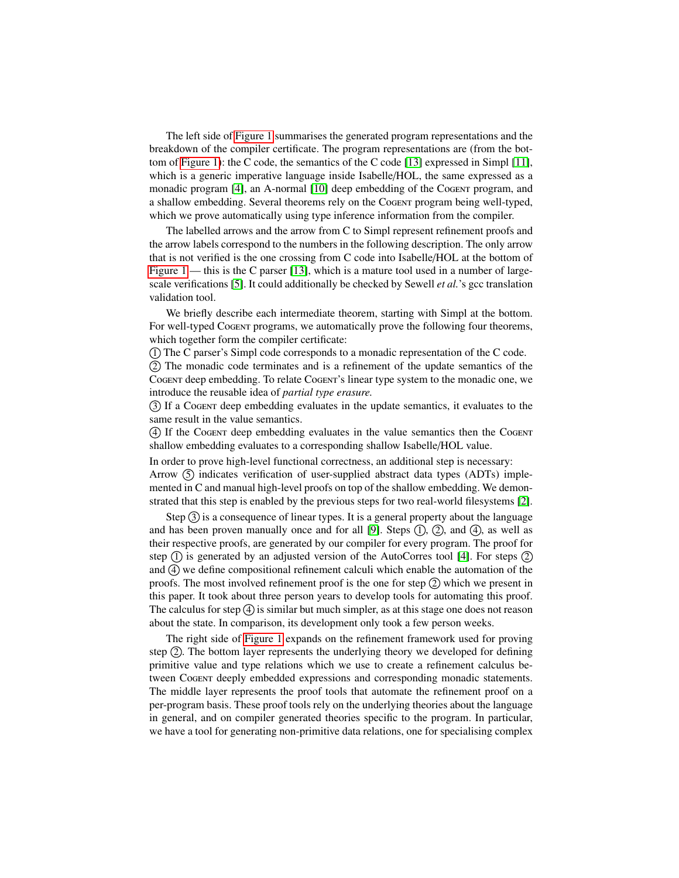The left side of Figure 1 summarises the generated program representations and the breakdown of the compiler certificate. The program representations are (from the bottom of Figure 1): the C code, the semantics of the C code [13] expressed in Simpl [11], which is a generic imperative language inside Isabelle/HOL, the same expressed as a monadic program [4], an A-normal [10] deep embedding of the COGENT program, and a shallow embedding. Several theorems rely on the COGENT program being well-typed, which we prove automatically using type inference information from the compiler.

The labelled arrows and the arrow from C to Simpl represent refinement proofs and the arrow labels correspond to the numbers in the following description. The only arrow that is not verified is the one crossing from C code into Isabelle/HOL at the bottom of Figure 1 — this is the C parser [13], which is a mature tool used in a number of large-scale verifications [5]. It could additionally be checked by Sewell *et al.*'s gcc translation validation tool.

We briefly describe each intermediate theorem, starting with Simpl at the bottom. For well-typed COGENT programs, we automatically prove the following four theorems, which together form the compiler certificate:

① The C parser's Simpl code corresponds to a monadic representation of the C code.
② The monadic code terminates and is a refinement of the update semantics of the COGENT deep embedding. To relate COGENT's linear type system to the monadic one, we introduce the reusable idea of *partial type erasure.*
③ If a COGENT deep embedding evaluates in the update semantics, it evaluates to the same result in the value semantics.
④ If the COGENT deep embedding evaluates in the value semantics then the COGENT shallow embedding evaluates to a corresponding shallow Isabelle/HOL value.

In order to prove high-level functional correctness, an additional step is necessary: Arrow ⑤ indicates verification of user-supplied abstract data types (ADTs) implemented in C and manual high-level proofs on top of the shallow embedding. We demonstrated that this step is enabled by the previous steps for two real-world filesystems [2].

Step ③ is a consequence of linear types. It is a general property about the language and has been proven manually once and for all [9]. Steps ①, ②, and ④, as well as their respective proofs, are generated by our compiler for every program. The proof for step ① is generated by an adjusted version of the AutoCorres tool [4]. For steps ② and ④ we define compositional refinement calculi which enable the automation of the proofs. The most involved refinement proof is the one for step ② which we present in this paper. It took about three person years to develop tools for automating this proof. The calculus for step ④ is similar but much simpler, as at this stage one does not reason about the state. In comparison, its development only took a few person weeks.

The right side of Figure 1 expands on the refinement framework used for proving step ②. The bottom layer represents the underlying theory we developed for defining primitive value and type relations which we use to create a refinement calculus between COGENT deeply embedded expressions and corresponding monadic statements. The middle layer represents the proof tools that automate the refinement proof on a per-program basis. These proof tools rely on the underlying theories about the language in general, and on compiler generated theories specific to the program. In particular, we have a tool for generating non-primitive data relations, one for specialising complex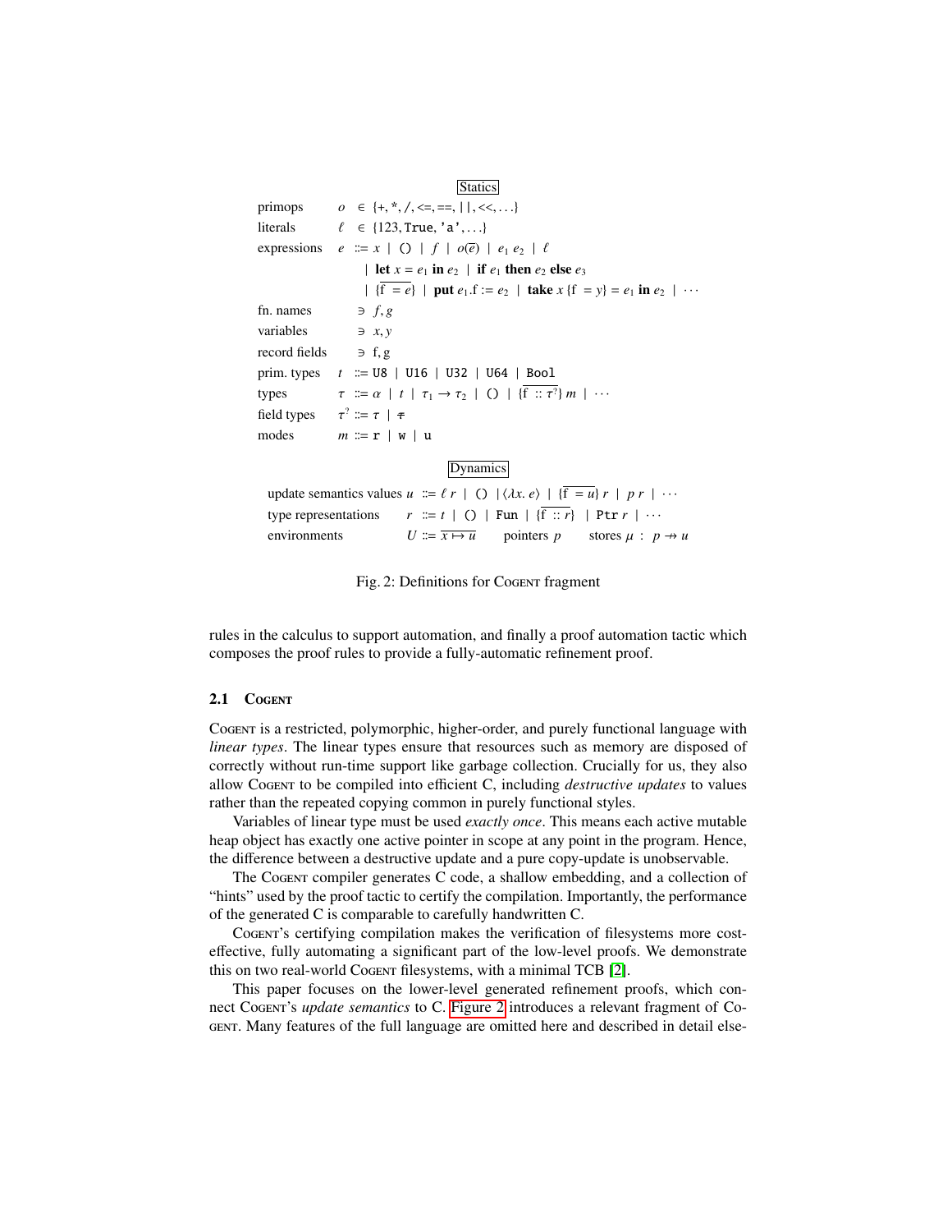**Statics**

$$
\begin{array}{llcl}
\text{primops} & o & \in & \{+, *, /, <=, ==, ||, <<, \ldots\} \\
\text{literals} & \ell & \in & \{123, \texttt{True}, \texttt{'a'}, \ldots\} \\
\text{expressions} & e & ::= & x \mid () \mid f \mid o(\overline{e}) \mid e_1\ e_2 \mid \ell \\
& & \mid & \textbf{let}\ x = e_1\ \textbf{in}\ e_2 \mid \textbf{if}\ e_1\ \textbf{then}\ e_2\ \textbf{else}\ e_3 \\
& & \mid & \{\overline{\mathrm{f} = e}\} \mid \textbf{put}\ e_1.\mathrm{f} := e_2 \mid \textbf{take}\ x\ \{\mathrm{f} = y\} = e_1\ \textbf{in}\ e_2 \mid \cdots \\
\text{fn. names} & & \ni & f, g \\
\text{variables} & & \ni & x, y \\
\text{record fields} & & \ni & \mathrm{f}, \mathrm{g} \\
\text{prim. types} & t & ::= & \texttt{U8} \mid \texttt{U16} \mid \texttt{U32} \mid \texttt{U64} \mid \texttt{Bool} \\
\text{types} & \tau & ::= & \alpha \mid t \mid \tau_1 \to \tau_2 \mid () \mid \{\overline{\mathrm{f} :: \tau^?}\}\ m \mid \cdots \\
\text{field types} & \tau^? & ::= & \tau \mid \not\tau \\
\text{modes} & m & ::= & \texttt{r} \mid \texttt{w} \mid \texttt{u}
\end{array}
$$

**Dynamics**

$$
\begin{array}{llcl}
\text{update semantics values} & u & ::= & \ell\ r \mid () \mid \langle\lambda x.\ e\rangle \mid \{\overline{\mathrm{f} = u}\}\ r \mid p\ r \mid \cdots \\
\text{type representations} & r & ::= & t \mid () \mid \texttt{Fun} \mid \{\overline{\mathrm{f} :: r}\} \mid \texttt{Ptr}\ r \mid \cdots \\
\text{environments} & U & ::= & \overline{x \mapsto u} \qquad \text{pointers } p \qquad \text{stores } \mu : p \rightharpoonup u
\end{array}
$$

Fig. 2: Definitions for Cogent fragment

rules in the calculus to support automation, and finally a proof automation tactic which composes the proof rules to provide a fully-automatic refinement proof.

### 2.1 Cogent

Cogent is a restricted, polymorphic, higher-order, and purely functional language with *linear types*. The linear types ensure that resources such as memory are disposed of correctly without run-time support like garbage collection. Crucially for us, they also allow Cogent to be compiled into efficient C, including *destructive updates* to values rather than the repeated copying common in purely functional styles.

Variables of linear type must be used *exactly once*. This means each active mutable heap object has exactly one active pointer in scope at any point in the program. Hence, the difference between a destructive update and a pure copy-update is unobservable.

The Cogent compiler generates C code, a shallow embedding, and a collection of "hints" used by the proof tactic to certify the compilation. Importantly, the performance of the generated C is comparable to carefully handwritten C.

Cogent's certifying compilation makes the verification of filesystems more cost-effective, fully automating a significant part of the low-level proofs. We demonstrate this on two real-world Cogent filesystems, with a minimal TCB [2].

This paper focuses on the lower-level generated refinement proofs, which connect Cogent's *update semantics* to C. Figure 2 introduces a relevant fragment of Cogent. Many features of the full language are omitted here and described in detail else-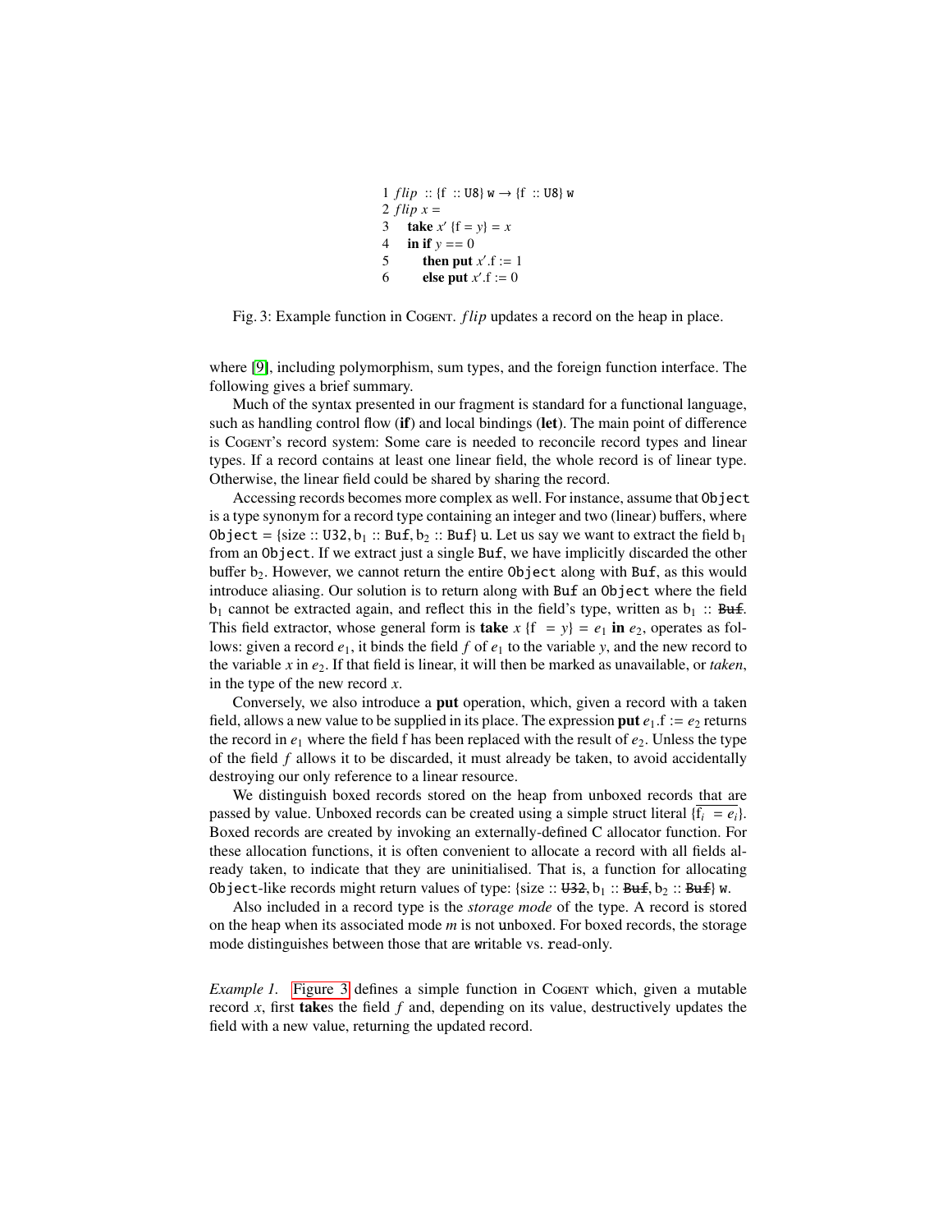```
1 flip :: {f :: U8} w → {f :: U8} w
2 flip x =
3   take x′ {f = y} = x
4   in if y == 0
5      then put x′.f := 1
6      else put x′.f := 0
```

Fig. 3: Example function in Cogent. *flip* updates a record on the heap in place.

where [9], including polymorphism, sum types, and the foreign function interface. The following gives a brief summary.

Much of the syntax presented in our fragment is standard for a functional language, such as handling control flow (**if**) and local bindings (**let**). The main point of difference is Cogent's record system: Some care is needed to reconcile record types and linear types. If a record contains at least one linear field, the whole record is of linear type. Otherwise, the linear field could be shared by sharing the record.

Accessing records becomes more complex as well. For instance, assume that `Object` is a type synonym for a record type containing an integer and two (linear) buffers, where `Object` = {size :: `U32`, $b_1$ :: `Buf`, $b_2$ :: `Buf`} `u`. Let us say we want to extract the field $b_1$ from an `Object`. If we extract just a single `Buf`, we have implicitly discarded the other buffer $b_2$. However, we cannot return the entire `Object` along with `Buf`, as this would introduce aliasing. Our solution is to return along with `Buf` an `Object` where the field $b_1$ cannot be extracted again, and reflect this in the field's type, written as $b_1$ :: ~~`Buf`~~. This field extractor, whose general form is **take** $x$ {f = $y$} = $e_1$ **in** $e_2$, operates as follows: given a record $e_1$, it binds the field $f$ of $e_1$ to the variable $y$, and the new record to the variable $x$ in $e_2$. If that field is linear, it will then be marked as unavailable, or *taken*, in the type of the new record $x$.

Conversely, we also introduce a **put** operation, which, given a record with a taken field, allows a new value to be supplied in its place. The expression **put** $e_1$.f := $e_2$ returns the record in $e_1$ where the field f has been replaced with the result of $e_2$. Unless the type of the field $f$ allows it to be discarded, it must already be taken, to avoid accidentally destroying our only reference to a linear resource.

We distinguish boxed records stored on the heap from unboxed records that are passed by value. Unboxed records can be created using a simple struct literal $\{\overline{\mathrm{f}_i = e_i}\}$. Boxed records are created by invoking an externally-defined C allocator function. For these allocation functions, it is often convenient to allocate a record with all fields already taken, to indicate that they are uninitialised. That is, a function for allocating `Object`-like records might return values of type: {size :: ~~`U32`~~, $b_1$ :: ~~`Buf`~~, $b_2$ :: ~~`Buf`~~} `w`.

Also included in a record type is the *storage mode* of the type. A record is stored on the heap when its associated mode $m$ is not unboxed. For boxed records, the storage mode distinguishes between those that are writable vs. read-only.

*Example 1.* Figure 3 defines a simple function in Cogent which, given a mutable record $x$, first **take**s the field $f$ and, depending on its value, destructively updates the field with a new value, returning the updated record.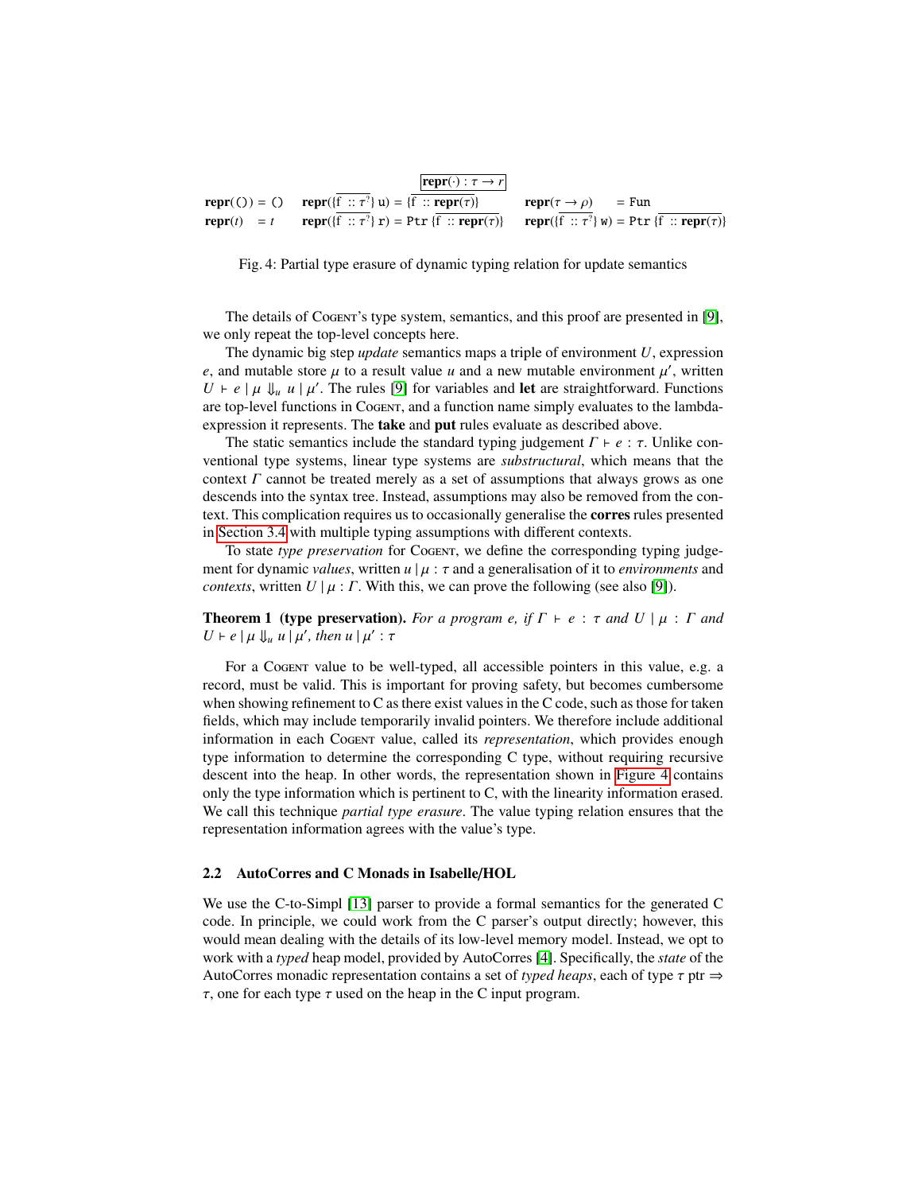$$\boxed{\mathbf{repr}(\cdot) : \tau \to r}$$

$$\begin{array}{llll}
\mathbf{repr}(()) = () & \mathbf{repr}(\{\overline{\mathtt{f} :: \tau^?}\}\ \mathtt{u}) = \{\overline{\mathtt{f} :: \mathbf{repr}(\tau)}\} & \mathbf{repr}(\tau \to \rho) & = \mathtt{Fun} \\
\mathbf{repr}(t) \quad = t & \mathbf{repr}(\{\overline{\mathtt{f} :: \tau^?}\}\ \mathtt{r}) = \mathtt{Ptr}\ \{\overline{\mathtt{f} :: \mathbf{repr}(\tau)}\} & \mathbf{repr}(\{\overline{\mathtt{f} :: \tau^?}\}\ \mathtt{w}) & = \mathtt{Ptr}\ \{\overline{\mathtt{f} :: \mathbf{repr}(\tau)}\}
\end{array}$$

Fig. 4: Partial type erasure of dynamic typing relation for update semantics

The details of Cogent's type system, semantics, and this proof are presented in [9], we only repeat the top-level concepts here.

The dynamic big step *update* semantics maps a triple of environment $U$, expression $e$, and mutable store $\mu$ to a result value $u$ and a new mutable environment $\mu'$, written $U \vdash e \mid \mu \Downarrow_u u \mid \mu'$. The rules [9] for variables and **let** are straightforward. Functions are top-level functions in Cogent, and a function name simply evaluates to the lambda-expression it represents. The **take** and **put** rules evaluate as described above.

The static semantics include the standard typing judgement $\Gamma \vdash e : \tau$. Unlike conventional type systems, linear type systems are *substructural*, which means that the context $\Gamma$ cannot be treated merely as a set of assumptions that always grows as one descends into the syntax tree. Instead, assumptions may also be removed from the context. This complication requires us to occasionally generalise the **corres** rules presented in Section 3.4 with multiple typing assumptions with different contexts.

To state *type preservation* for Cogent, we define the corresponding typing judgement for dynamic *values*, written $u \mid \mu : \tau$ and a generalisation of it to *environments* and *contexts*, written $U \mid \mu : \Gamma$. With this, we can prove the following (see also [9]).

**Theorem 1 (type preservation).** *For a program e, if $\Gamma \vdash e : \tau$ and $U \mid \mu : \Gamma$ and $U \vdash e \mid \mu \Downarrow_u u \mid \mu'$, then $u \mid \mu' : \tau$*

For a Cogent value to be well-typed, all accessible pointers in this value, e.g. a record, must be valid. This is important for proving safety, but becomes cumbersome when showing refinement to C as there exist values in the C code, such as those for taken fields, which may include temporarily invalid pointers. We therefore include additional information in each Cogent value, called its *representation*, which provides enough type information to determine the corresponding C type, without requiring recursive descent into the heap. In other words, the representation shown in Figure 4 contains only the type information which is pertinent to C, with the linearity information erased. We call this technique *partial type erasure*. The value typing relation ensures that the representation information agrees with the value's type.

## 2.2 AutoCorres and C Monads in Isabelle/HOL

We use the C-to-Simpl [13] parser to provide a formal semantics for the generated C code. In principle, we could work from the C parser's output directly; however, this would mean dealing with the details of its low-level memory model. Instead, we opt to work with a *typed* heap model, provided by AutoCorres [4]. Specifically, the *state* of the AutoCorres monadic representation contains a set of *typed heaps*, each of type $\tau$ ptr $\Rightarrow$ $\tau$, one for each type $\tau$ used on the heap in the C input program.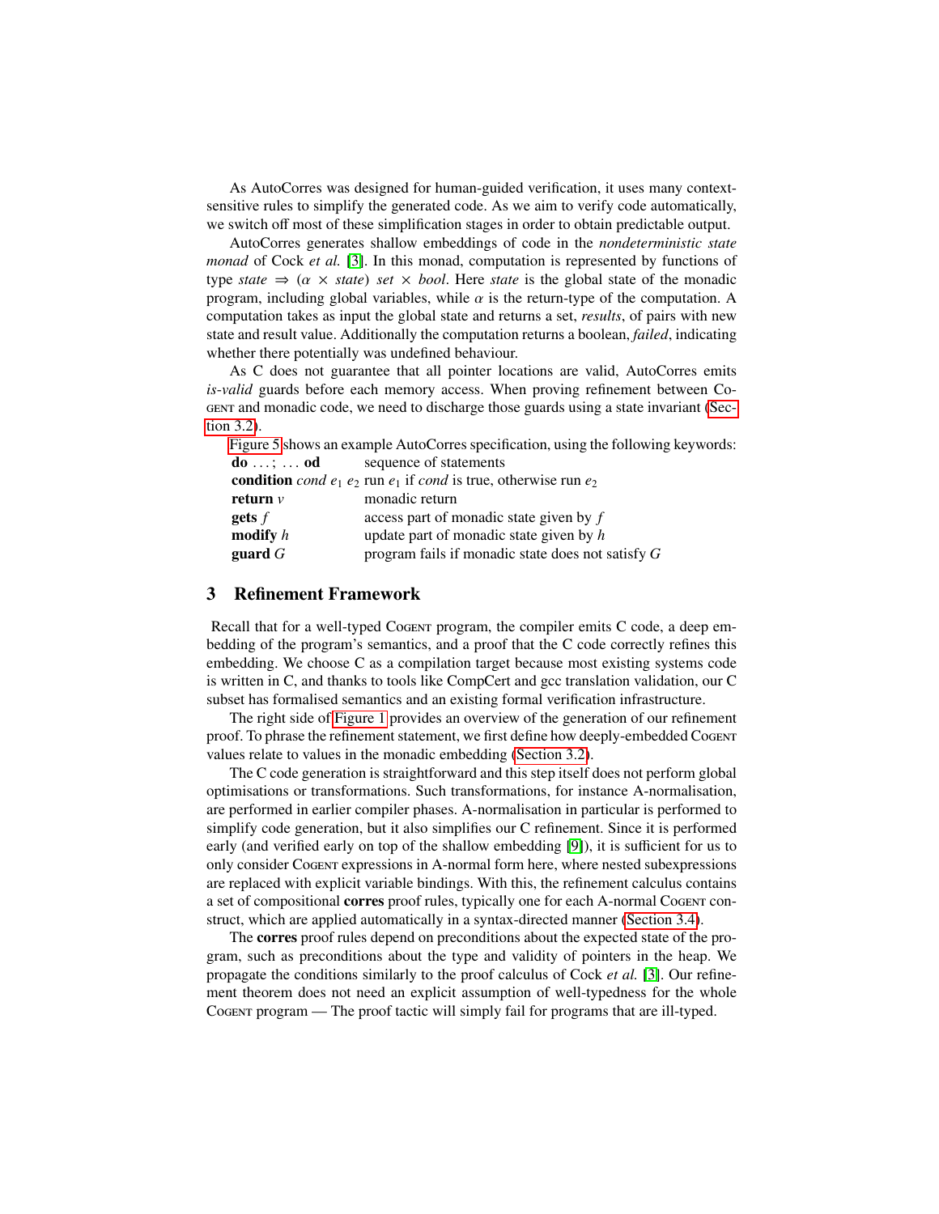As AutoCorres was designed for human-guided verification, it uses many context-sensitive rules to simplify the generated code. As we aim to verify code automatically, we switch off most of these simplification stages in order to obtain predictable output.

AutoCorres generates shallow embeddings of code in the *nondeterministic state monad* of Cock *et al.* [3]. In this monad, computation is represented by functions of type $state \Rightarrow (\alpha \times state)\ set \times bool$. Here *state* is the global state of the monadic program, including global variables, while $\alpha$ is the return-type of the computation. A computation takes as input the global state and returns a set, *results*, of pairs with new state and result value. Additionally the computation returns a boolean, *failed*, indicating whether there potentially was undefined behaviour.

As C does not guarantee that all pointer locations are valid, AutoCorres emits *is-valid* guards before each memory access. When proving refinement between Cogent and monadic code, we need to discharge those guards using a state invariant (Section 3.2).

Figure 5 shows an example AutoCorres specification, using the following keywords:

| | |
|---|---|
| **do** . . . ; . . . **od** | sequence of statements |
| **condition** *cond* $e_1$ $e_2$ | run $e_1$ if *cond* is true, otherwise run $e_2$ |
| **return** *v* | monadic return |
| **gets** *f* | access part of monadic state given by *f* |
| **modify** *h* | update part of monadic state given by *h* |
| **guard** *G* | program fails if monadic state does not satisfy *G* |

## 3 Refinement Framework

Recall that for a well-typed Cogent program, the compiler emits C code, a deep embedding of the program's semantics, and a proof that the C code correctly refines this embedding. We choose C as a compilation target because most existing systems code is written in C, and thanks to tools like CompCert and gcc translation validation, our C subset has formalised semantics and an existing formal verification infrastructure.

The right side of Figure 1 provides an overview of the generation of our refinement proof. To phrase the refinement statement, we first define how deeply-embedded Cogent values relate to values in the monadic embedding (Section 3.2).

The C code generation is straightforward and this step itself does not perform global optimisations or transformations. Such transformations, for instance A-normalisation, are performed in earlier compiler phases. A-normalisation in particular is performed to simplify code generation, but it also simplifies our C refinement. Since it is performed early (and verified early on top of the shallow embedding [9]), it is sufficient for us to only consider Cogent expressions in A-normal form here, where nested subexpressions are replaced with explicit variable bindings. With this, the refinement calculus contains a set of compositional **corres** proof rules, typically one for each A-normal Cogent construct, which are applied automatically in a syntax-directed manner (Section 3.4).

The **corres** proof rules depend on preconditions about the expected state of the program, such as preconditions about the type and validity of pointers in the heap. We propagate the conditions similarly to the proof calculus of Cock *et al.* [3]. Our refinement theorem does not need an explicit assumption of well-typedness for the whole Cogent program — The proof tactic will simply fail for programs that are ill-typed.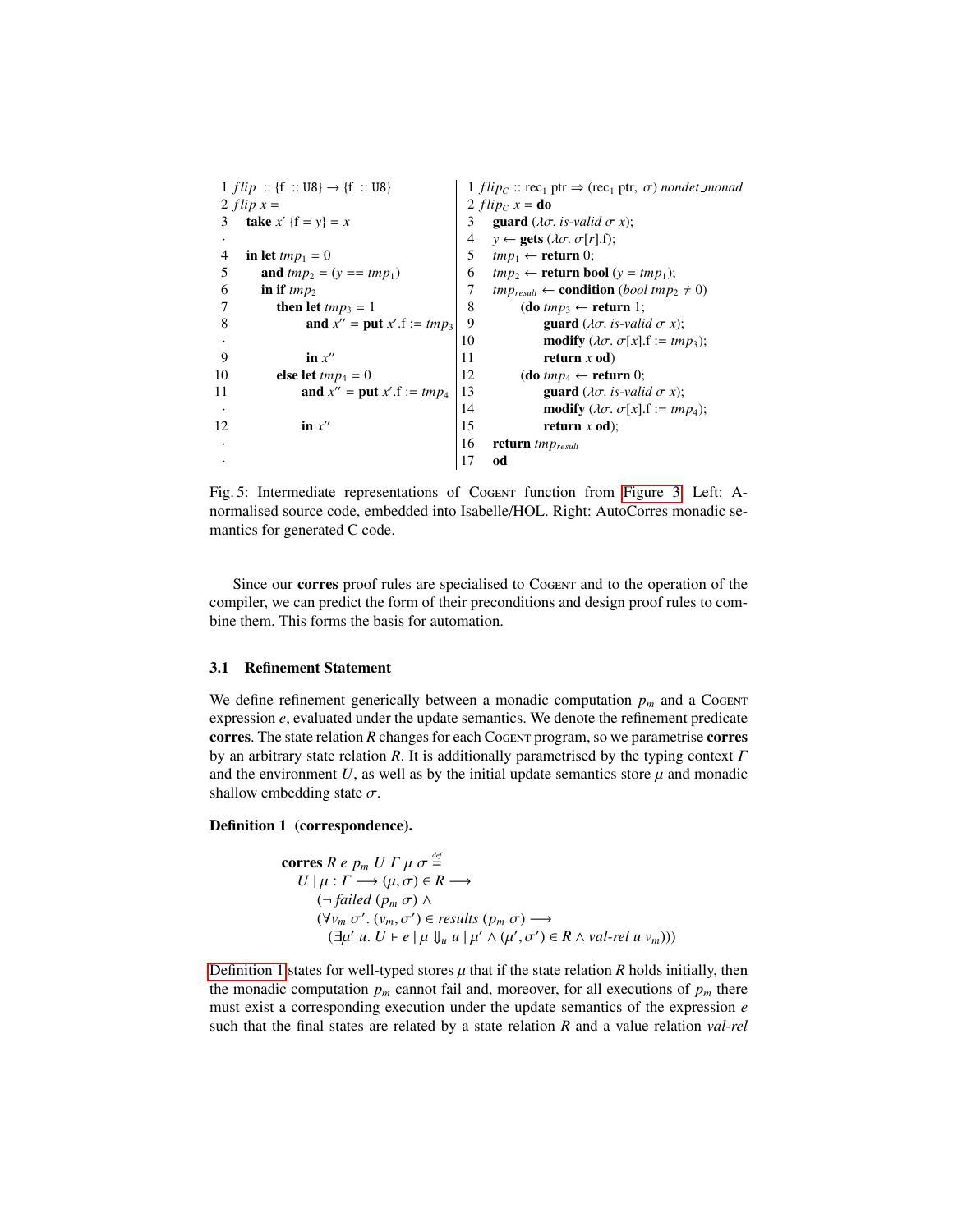```
1  flip :: {f :: U8} → {f :: U8}
2  flip x =
3    take x' {f = y} = x
·
4    in let tmp1 = 0
5       and tmp2 = (y == tmp1)
6       in if tmp2
7          then let tmp3 = 1
8                and x'' = put x'.f := tmp3
·
9                in x''
10         else let tmp4 = 0
11               and x'' = put x'.f := tmp4
·
12               in x''
·
·
```

```
1  flipC :: rec1 ptr ⇒ (rec1 ptr, σ) nondet_monad
2  flipC x = do
3    guard (λσ. is-valid σ x);
4    y ← gets (λσ. σ[r].f);
5    tmp1 ← return 0;
6    tmp2 ← return bool (y = tmp1);
7    tmp_result ← condition (bool tmp2 ≠ 0)
8         (do tmp3 ← return 1;
9              guard (λσ. is-valid σ x);
10             modify (λσ. σ[x].f := tmp3);
11             return x od)
12        (do tmp4 ← return 0;
13             guard (λσ. is-valid σ x);
14             modify (λσ. σ[x].f := tmp4);
15             return x od);
16   return tmp_result
17   od
```

Fig. 5: Intermediate representations of Cogent function from Figure 3. Left: A-normalised source code, embedded into Isabelle/HOL. Right: AutoCorres monadic semantics for generated C code.

Since our **corres** proof rules are specialised to Cogent and to the operation of the compiler, we can predict the form of their preconditions and design proof rules to combine them. This forms the basis for automation.

### 3.1 Refinement Statement

We define refinement generically between a monadic computation $p_m$ and a Cogent expression $e$, evaluated under the update semantics. We denote the refinement predicate **corres**. The state relation $R$ changes for each Cogent program, so we parametrise **corres** by an arbitrary state relation $R$. It is additionally parametrised by the typing context $\Gamma$ and the environment $U$, as well as by the initial update semantics store $\mu$ and monadic shallow embedding state $\sigma$.

**Definition 1 (correspondence).**

$$
\begin{aligned}
&\textbf{corres}\ R\ e\ p_m\ U\ \Gamma\ \mu\ \sigma \overset{\text{def}}{=} \\
&\quad U \mid \mu : \Gamma \longrightarrow (\mu, \sigma) \in R \longrightarrow \\
&\qquad (\neg\, \textit{failed}\ (p_m\ \sigma)) \wedge \\
&\qquad (\forall v_m\ \sigma'.\ (v_m, \sigma') \in \textit{results}\ (p_m\ \sigma) \longrightarrow \\
&\qquad\quad (\exists \mu'\ u.\ U \vdash e \mid \mu \Downarrow_u u \mid \mu' \wedge (\mu', \sigma') \in R \wedge \textit{val-rel}\ u\ v_m)))
\end{aligned}
$$

Definition 1 states for well-typed stores $\mu$ that if the state relation $R$ holds initially, then the monadic computation $p_m$ cannot fail and, moreover, for all executions of $p_m$ there must exist a corresponding execution under the update semantics of the expression $e$ such that the final states are related by a state relation $R$ and a value relation *val-rel*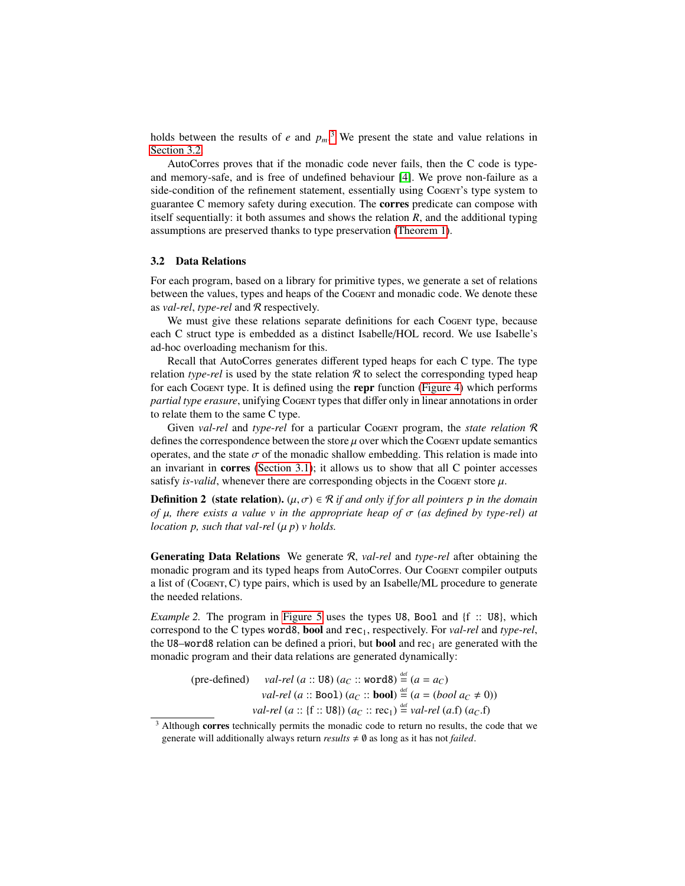holds between the results of $e$ and $p_m$.[3] We present the state and value relations in Section 3.2.

AutoCorres proves that if the monadic code never fails, then the C code is type- and memory-safe, and is free of undefined behaviour [4]. We prove non-failure as a side-condition of the refinement statement, essentially using Cogent's type system to guarantee C memory safety during execution. The **corres** predicate can compose with itself sequentially: it both assumes and shows the relation $R$, and the additional typing assumptions are preserved thanks to type preservation (Theorem 1).

### 3.2 Data Relations

For each program, based on a library for primitive types, we generate a set of relations between the values, types and heaps of the Cogent and monadic code. We denote these as *val-rel*, *type-rel* and $\mathcal{R}$ respectively.

We must give these relations separate definitions for each Cogent type, because each C struct type is embedded as a distinct Isabelle/HOL record. We use Isabelle's ad-hoc overloading mechanism for this.

Recall that AutoCorres generates different typed heaps for each C type. The type relation *type-rel* is used by the state relation $\mathcal{R}$ to select the corresponding typed heap for each Cogent type. It is defined using the **repr** function (Figure 4) which performs *partial type erasure*, unifying Cogent types that differ only in linear annotations in order to relate them to the same C type.

Given *val-rel* and *type-rel* for a particular Cogent program, the *state relation* $\mathcal{R}$ defines the correspondence between the store $\mu$ over which the Cogent update semantics operates, and the state $\sigma$ of the monadic shallow embedding. This relation is made into an invariant in **corres** (Section 3.1); it allows us to show that all C pointer accesses satisfy *is-valid*, whenever there are corresponding objects in the Cogent store $\mu$.

**Definition 2 (state relation).** *$(\mu, \sigma) \in \mathcal{R}$ if and only if for all pointers $p$ in the domain of $\mu$, there exists a value $v$ in the appropriate heap of $\sigma$ (as defined by type-rel) at location $p$, such that val-rel $(\mu\ p)\ v$ holds.*

**Generating Data Relations** We generate $\mathcal{R}$, *val-rel* and *type-rel* after obtaining the monadic program and its typed heaps from AutoCorres. Our Cogent compiler outputs a list of (Cogent, C) type pairs, which is used by an Isabelle/ML procedure to generate the needed relations.

*Example 2.* The program in Figure 5 uses the types `U8`, `Bool` and {f :: `U8`}, which correspond to the C types `word8`, **bool** and $\mathtt{rec}_1$, respectively. For *val-rel* and *type-rel*, the `U8`–`word8` relation can be defined a priori, but **bool** and $\mathrm{rec}_1$ are generated with the monadic program and their data relations are generated dynamically:

$$\text{(pre-defined)} \quad \textit{val-rel}\ (a :: \mathtt{U8})\ (a_C :: \mathtt{word8}) \stackrel{\text{def}}{=} (a = a_C)$$
$$\textit{val-rel}\ (a :: \mathtt{Bool})\ (a_C :: \mathbf{bool}) \stackrel{\text{def}}{=} (a = (\textit{bool}\ a_C \neq 0))$$
$$\textit{val-rel}\ (a :: \{\mathrm{f} :: \mathtt{U8}\})\ (a_C :: \mathrm{rec}_1) \stackrel{\text{def}}{=} \textit{val-rel}\ (a.\mathrm{f})\ (a_C.\mathrm{f})$$

[3] Although **corres** technically permits the monadic code to return no results, the code that we generate will additionally always return $\textit{results} \neq \emptyset$ as long as it has not *failed*.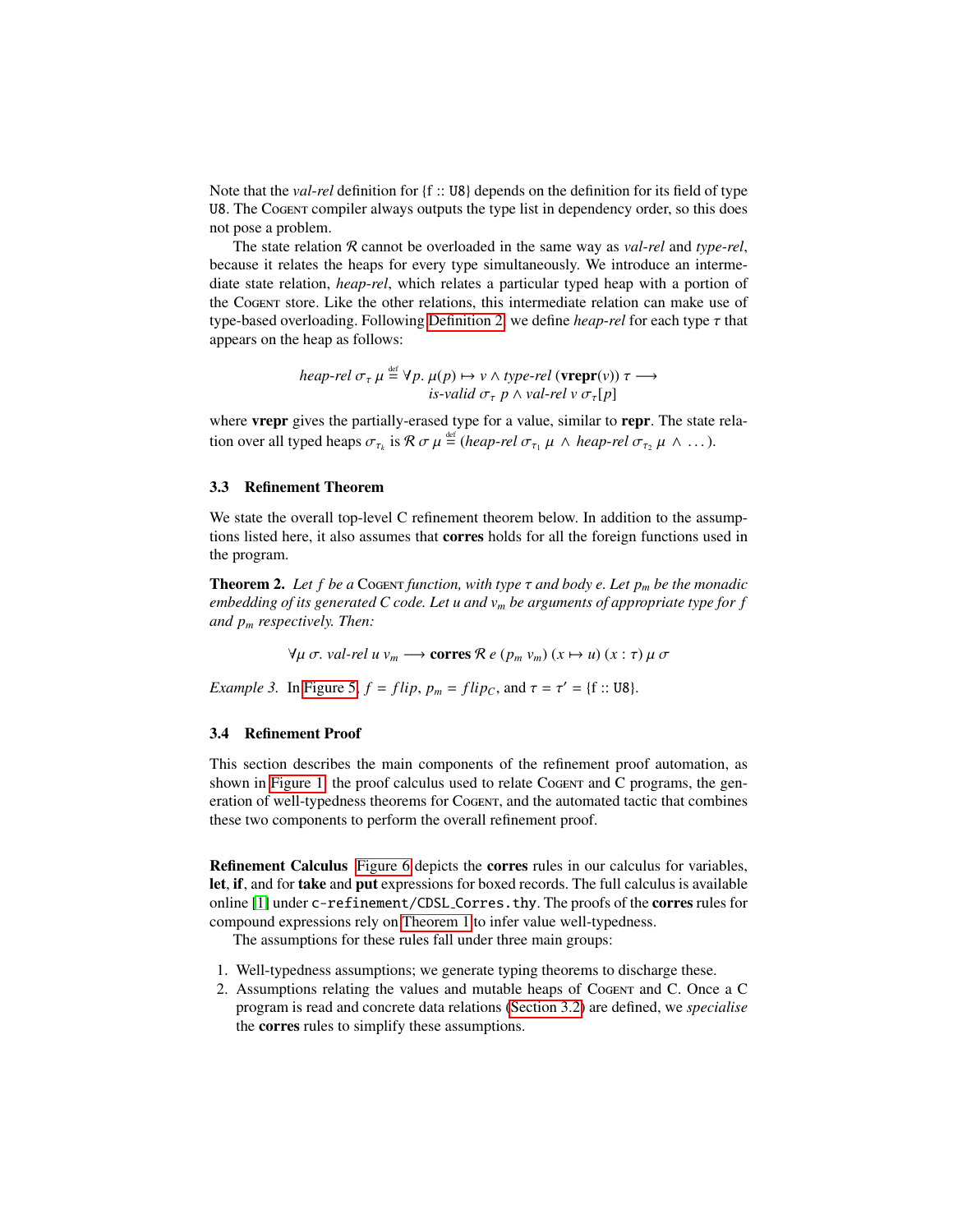Note that the *val-rel* definition for {f :: U8} depends on the definition for its field of type U8. The Cogent compiler always outputs the type list in dependency order, so this does not pose a problem.

The state relation $\mathcal{R}$ cannot be overloaded in the same way as *val-rel* and *type-rel*, because it relates the heaps for every type simultaneously. We introduce an intermediate state relation, *heap-rel*, which relates a particular typed heap with a portion of the Cogent store. Like the other relations, this intermediate relation can make use of type-based overloading. Following Definition 2, we define *heap-rel* for each type $\tau$ that appears on the heap as follows:

$$\begin{aligned} \textit{heap-rel}\ \sigma_\tau\ \mu \stackrel{\text{def}}{=} \forall p.\ \mu(p) \mapsto v \wedge \textit{type-rel}\ (\mathbf{vrepr}(v))\ \tau \longrightarrow \\ \textit{is-valid}\ \sigma_\tau\ p \wedge \textit{val-rel}\ v\ \sigma_\tau[p] \end{aligned}$$

where **vrepr** gives the partially-erased type for a value, similar to **repr**. The state relation over all typed heaps $\sigma_{\tau_k}$ is $\mathcal{R}\ \sigma\ \mu \stackrel{\text{def}}{=} (\textit{heap-rel}\ \sigma_{\tau_1}\ \mu\ \wedge\ \textit{heap-rel}\ \sigma_{\tau_2}\ \mu\ \wedge\ \ldots)$.

### 3.3 Refinement Theorem

We state the overall top-level C refinement theorem below. In addition to the assumptions listed here, it also assumes that **corres** holds for all the foreign functions used in the program.

**Theorem 2.** *Let $f$ be a Cogent function, with type $\tau$ and body $e$. Let $p_m$ be the monadic embedding of its generated C code. Let $u$ and $v_m$ be arguments of appropriate type for $f$ and $p_m$ respectively. Then:*

$$\forall \mu\ \sigma.\ \textit{val-rel}\ u\ v_m \longrightarrow \mathbf{corres}\ \mathcal{R}\ e\ (p_m\ v_m)\ (x \mapsto u)\ (x : \tau)\ \mu\ \sigma$$

*Example 3.* In Figure 5, $f = \textit{flip}$, $p_m = \textit{flip}_C$, and $\tau = \tau' =$ {f :: U8}.

### 3.4 Refinement Proof

This section describes the main components of the refinement proof automation, as shown in Figure 1: the proof calculus used to relate Cogent and C programs, the generation of well-typedness theorems for Cogent, and the automated tactic that combines these two components to perform the overall refinement proof.

**Refinement Calculus** Figure 6 depicts the **corres** rules in our calculus for variables, **let**, **if**, and for **take** and **put** expressions for boxed records. The full calculus is available online [1] under `c-refinement/CDSL_Corres.thy`. The proofs of the **corres** rules for compound expressions rely on Theorem 1 to infer value well-typedness.

The assumptions for these rules fall under three main groups:

1. Well-typedness assumptions; we generate typing theorems to discharge these.
2. Assumptions relating the values and mutable heaps of Cogent and C. Once a C program is read and concrete data relations (Section 3.2) are defined, we *specialise* the **corres** rules to simplify these assumptions.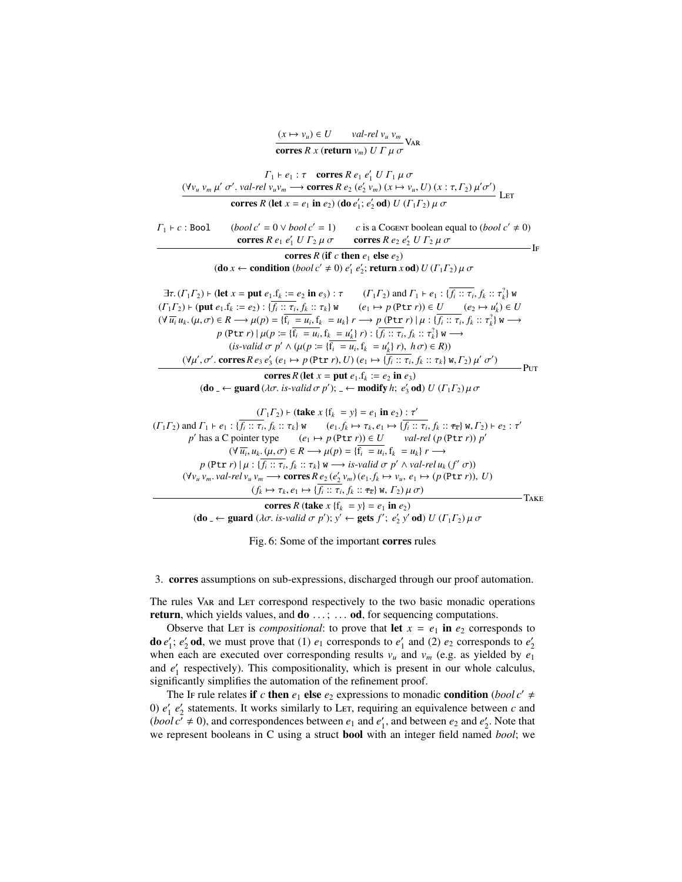$$\frac{(x \mapsto v_u) \in U \qquad \textit{val-rel}\ v_u\ v_m}{\textbf{corres}\ R\ x\ (\textbf{return}\ v_m)\ U\ \Gamma\ \mu\ \sigma}\ \textsc{Var}$$

$$\frac{\Gamma_1 \vdash e_1 : \tau \quad \textbf{corres}\ R\ e_1\ e_1'\ U\ \Gamma_1\ \mu\ \sigma \qquad (\forall v_u\ v_m\ \mu'\ \sigma'.\ \textit{val-rel}\ v_u v_m \longrightarrow \textbf{corres}\ R\ e_2\ (e_2'\ v_m)\ (x \mapsto v_u, U)\ (x : \tau, \Gamma_2)\ \mu' \sigma')}{\textbf{corres}\ R\ (\textbf{let}\ x = e_1\ \textbf{in}\ e_2)\ (\textbf{do}\ e_1';\ e_2'\ \textbf{od})\ U\ (\Gamma_1 \Gamma_2)\ \mu\ \sigma}\ \textsc{Let}$$

$$\frac{\begin{array}{c}\Gamma_1 \vdash c : \texttt{Bool} \qquad (\textit{bool}\ c' = 0 \lor \textit{bool}\ c' = 1) \qquad c \text{ is a Cogent boolean equal to } (\textit{bool}\ c' \neq 0) \\ \textbf{corres}\ R\ e_1\ e_1'\ U\ \Gamma_2\ \mu\ \sigma \qquad \textbf{corres}\ R\ e_2\ e_2'\ U\ \Gamma_2\ \mu\ \sigma\end{array}}{\begin{array}{c}\textbf{corres}\ R\ (\textbf{if}\ c\ \textbf{then}\ e_1\ \textbf{else}\ e_2) \\ (\textbf{do}\ x \leftarrow \textbf{condition}\ (\textit{bool}\ c' \neq 0)\ e_1'\ e_2';\ \textbf{return}\ x\ \textbf{od})\ U\ (\Gamma_1\Gamma_2)\ \mu\ \sigma\end{array}}\ \textsc{If}$$

$$\frac{\begin{array}{c}\exists \tau.\ (\Gamma_1\Gamma_2) \vdash (\textbf{let}\ x = \textbf{put}\ e_1.\mathrm{f}_k := e_2\ \textbf{in}\ e_3) : \tau \qquad (\Gamma_1\Gamma_2) \text{ and } \Gamma_1 \vdash e_1 : \{\overline{f_i :: \tau_i}, f_k :: \tau_k^?\}\ \texttt{w} \\ (\Gamma_1\Gamma_2) \vdash (\textbf{put}\ e_1.\mathrm{f}_i := e_2) : \{\overline{f_i :: \tau_i}, f_k :: \tau_k\}\ \texttt{w} \qquad (e_1 \mapsto p\ (\texttt{Ptr}\ r)) \in U \qquad (e_2 \mapsto u_k') \in U \\ (\forall\ \overline{u_i}\ u_k.\ (\mu, \sigma) \in R \longrightarrow \mu(p) = \{\overline{\mathrm{f}_i\ = u_i}, \mathrm{f}_k\ = u_k\}\ r \longrightarrow p\ (\texttt{Ptr}\ r) \mid \mu : \{\overline{f_i :: \tau_i}, f_k :: \tau_k^?\}\ \texttt{w} \longrightarrow \\ p\ (\texttt{Ptr}\ r) \mid \mu(p := \{\overline{\mathrm{f}_i\ = u_i}, \mathrm{f}_k\ = u_k'\}\ r) : \{\overline{f_i :: \tau_i}, f_k :: \tau_k^?\}\ \texttt{w} \longrightarrow \\ (\textit{is-valid}\ \sigma\ p' \land (\mu(p := \{\overline{\mathrm{f}_i\ = u_i}, \mathrm{f}_k\ = u_k'\}\ r),\ h\,\sigma) \in R)) \\ (\forall \mu', \sigma'.\ \textbf{corres}\ R\ e_3\ e_3'\ (e_1 \mapsto p\ (\texttt{Ptr}\ r), U)\ (e_1 \mapsto \{\overline{f_i :: \tau_i}, f_k :: \tau_k\}\ \texttt{w}, \Gamma_2)\ \mu'\ \sigma')\end{array}}{\begin{array}{c}\textbf{corres}\ R\ (\textbf{let}\ x = \textbf{put}\ e_1.\mathrm{f}_k := e_2\ \textbf{in}\ e_3) \\ (\textbf{do}\ \_ \leftarrow \textbf{guard}\ (\lambda\sigma.\ \textit{is-valid}\ \sigma\ p');\ \_ \leftarrow \textbf{modify}\ h;\ e_3'\ \textbf{od})\ U\ (\Gamma_1\Gamma_2)\ \mu\ \sigma\end{array}}\ \textsc{Put}$$

$$\frac{\begin{array}{c}(\Gamma_1\Gamma_2) \vdash (\textbf{take}\ x\ \{\mathrm{f}_k\ = y\} = e_1\ \textbf{in}\ e_2) : \tau' \\ (\Gamma_1\Gamma_2) \text{ and } \Gamma_1 \vdash e_1 : \{\overline{f_i :: \tau_i}, f_k :: \tau_k\}\ \texttt{w} \qquad (e_1.f_k \mapsto \tau_k, e_1 \mapsto \{\overline{f_i :: \tau_i}, f_k :: \overline{\tau_k}\}\ \texttt{w}, \Gamma_2) \vdash e_2 : \tau' \\ p' \text{ has a C pointer type} \qquad (e_1 \mapsto p\ (\texttt{Ptr}\ r)) \in U \qquad \textit{val-rel}\ (p\ (\texttt{Ptr}\ r))\ p' \\ (\forall\ \overline{u_i}, u_k.\ (\mu, \sigma) \in R \longrightarrow \mu(p) = \{\overline{\mathrm{f}_i\ = u_i}, \mathrm{f}_k\ = u_k\}\ r \longrightarrow \\ p\ (\texttt{Ptr}\ r) \mid \mu : \{\overline{f_i :: \tau_i}, f_k :: \tau_k\}\ \texttt{w} \longrightarrow \textit{is-valid}\ \sigma\ p' \land \textit{val-rel}\ u_k\ (f'\ \sigma)) \\ (\forall v_u\ v_m.\ \textit{val-rel}\ v_u\ v_m \longrightarrow \textbf{corres}\ R\ e_2\ (e_2'\ v_m)\ (e_1.f_k \mapsto v_u,\ e_1 \mapsto (p\ (\texttt{Ptr}\ r)),\ U) \\ (f_k \mapsto \tau_k, e_1 \mapsto \{\overline{f_i :: \tau_i}, f_k :: \overline{\tau_k}\}\ \texttt{w},\ \Gamma_2)\ \mu\ \sigma)\end{array}}{\begin{array}{c}\textbf{corres}\ R\ (\textbf{take}\ x\ \{\mathrm{f}_k\ = y\} = e_1\ \textbf{in}\ e_2) \\ (\textbf{do}\ \_ \leftarrow \textbf{guard}\ (\lambda\sigma.\ \textit{is-valid}\ \sigma\ p');\ y' \leftarrow \textbf{gets}\ f';\ e_2'\ y'\ \textbf{od})\ U\ (\Gamma_1\Gamma_2)\ \mu\ \sigma\end{array}}\ \textsc{Take}$$

Fig. 6: Some of the important **corres** rules

3. **corres** assumptions on sub-expressions, discharged through our proof automation.

The rules Var and Let correspond respectively to the two basic monadic operations **return**, which yields values, and **do** ... ; ... **od**, for sequencing computations.

Observe that Let is *compositional*: to prove that **let** $x = e_1$ **in** $e_2$ corresponds to **do** $e_1'$; $e_2'$ **od**, we must prove that (1) $e_1$ corresponds to $e_1'$ and (2) $e_2$ corresponds to $e_2'$ when each are executed over corresponding results $v_u$ and $v_m$ (e.g. as yielded by $e_1$ and $e_1'$ respectively). This compositionality, which is present in our whole calculus, significantly simplifies the automation of the refinement proof.

The If rule relates **if** $c$ **then** $e_1$ **else** $e_2$ expressions to monadic **condition** ($bool\ c' \neq 0$) $e_1'$ $e_2'$ statements. It works similarly to Let, requiring an equivalence between $c$ and ($bool\ c' \neq 0$), and correspondences between $e_1$ and $e_1'$, and between $e_2$ and $e_2'$. Note that we represent booleans in C using a struct **bool** with an integer field named *bool*; we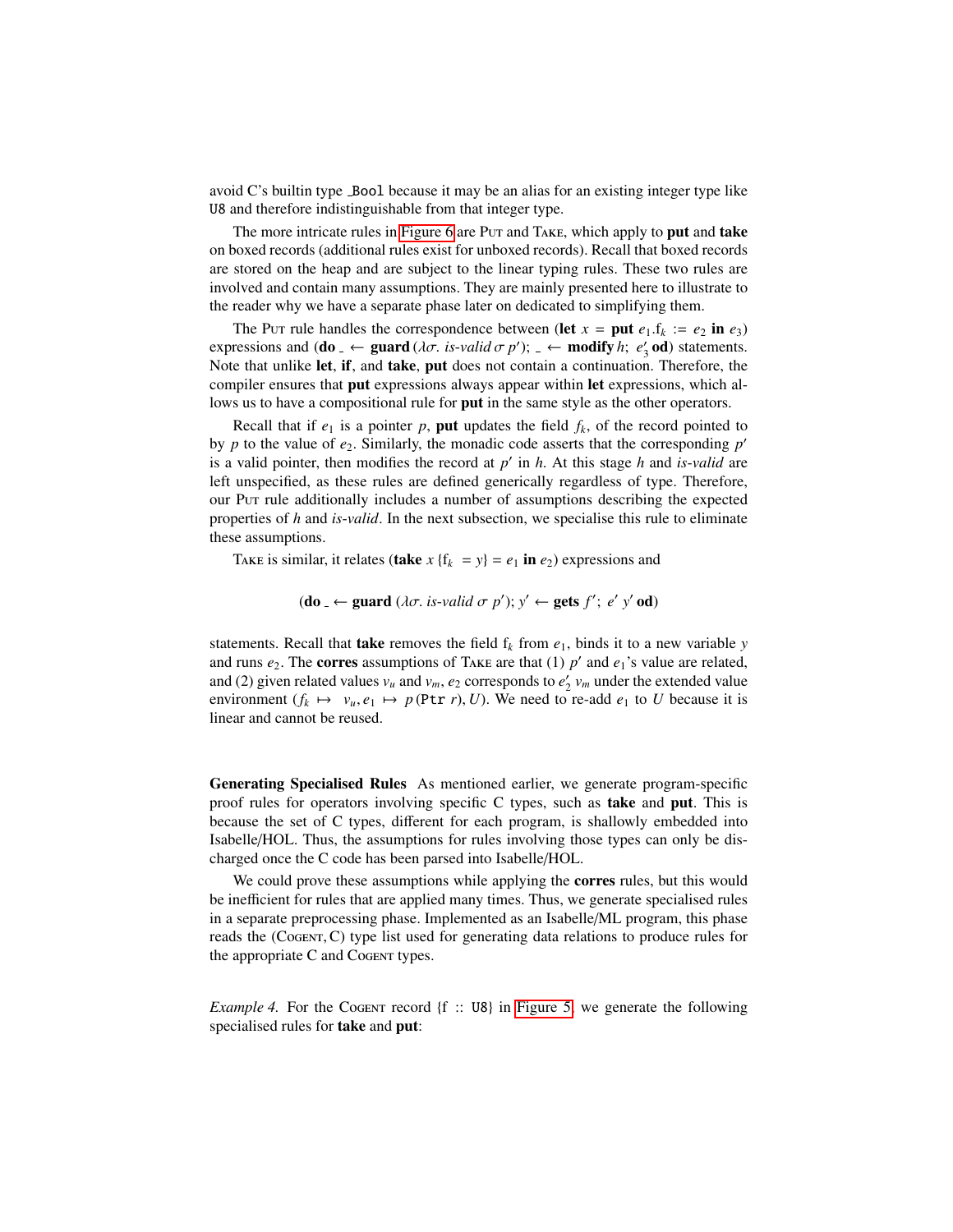avoid C's builtin type _Bool because it may be an alias for an existing integer type like U8 and therefore indistinguishable from that integer type.

The more intricate rules in Figure 6 are Put and Take, which apply to **put** and **take** on boxed records (additional rules exist for unboxed records). Recall that boxed records are stored on the heap and are subject to the linear typing rules. These two rules are involved and contain many assumptions. They are mainly presented here to illustrate to the reader why we have a separate phase later on dedicated to simplifying them.

The Put rule handles the correspondence between (**let** $x$ = **put** $e_1.\mathrm{f}_k := e_2$ **in** $e_3$) expressions and (**do** _ ← **guard** ($\lambda\sigma.$ *is-valid* $\sigma\ p'$); _ ← **modify** $h$; $e_3'$ **od**) statements. Note that unlike **let**, **if**, and **take**, **put** does not contain a continuation. Therefore, the compiler ensures that **put** expressions always appear within **let** expressions, which allows us to have a compositional rule for **put** in the same style as the other operators.

Recall that if $e_1$ is a pointer $p$, **put** updates the field $f_k$, of the record pointed to by $p$ to the value of $e_2$. Similarly, the monadic code asserts that the corresponding $p'$ is a valid pointer, then modifies the record at $p'$ in $h$. At this stage $h$ and *is-valid* are left unspecified, as these rules are defined generically regardless of type. Therefore, our Put rule additionally includes a number of assumptions describing the expected properties of $h$ and *is-valid*. In the next subsection, we specialise this rule to eliminate these assumptions.

Take is similar, it relates (**take** $x$ {$\mathrm{f}_k$ = $y$} = $e_1$ **in** $e_2$) expressions and

$$(\textbf{do}\ \_ \leftarrow \textbf{guard}\ (\lambda\sigma.\ \textit{is-valid}\ \sigma\ p');\ y' \leftarrow \textbf{gets}\ f';\ e'\ y'\ \textbf{od})$$

statements. Recall that **take** removes the field $\mathrm{f}_k$ from $e_1$, binds it to a new variable $y$ and runs $e_2$. The **corres** assumptions of Take are that (1) $p'$ and $e_1$'s value are related, and (2) given related values $v_u$ and $v_m$, $e_2$ corresponds to $e_2'\ v_m$ under the extended value environment ($f_k \mapsto\ v_u, e_1 \mapsto\ p\,(\mathtt{Ptr}\ r), U$). We need to re-add $e_1$ to $U$ because it is linear and cannot be reused.

**Generating Specialised Rules** As mentioned earlier, we generate program-specific proof rules for operators involving specific C types, such as **take** and **put**. This is because the set of C types, different for each program, is shallowly embedded into Isabelle/HOL. Thus, the assumptions for rules involving those types can only be discharged once the C code has been parsed into Isabelle/HOL.

We could prove these assumptions while applying the **corres** rules, but this would be inefficient for rules that are applied many times. Thus, we generate specialised rules in a separate preprocessing phase. Implemented as an Isabelle/ML program, this phase reads the (Cogent, C) type list used for generating data relations to produce rules for the appropriate C and Cogent types.

*Example 4.* For the Cogent record {f :: U8} in Figure 5, we generate the following specialised rules for **take** and **put**: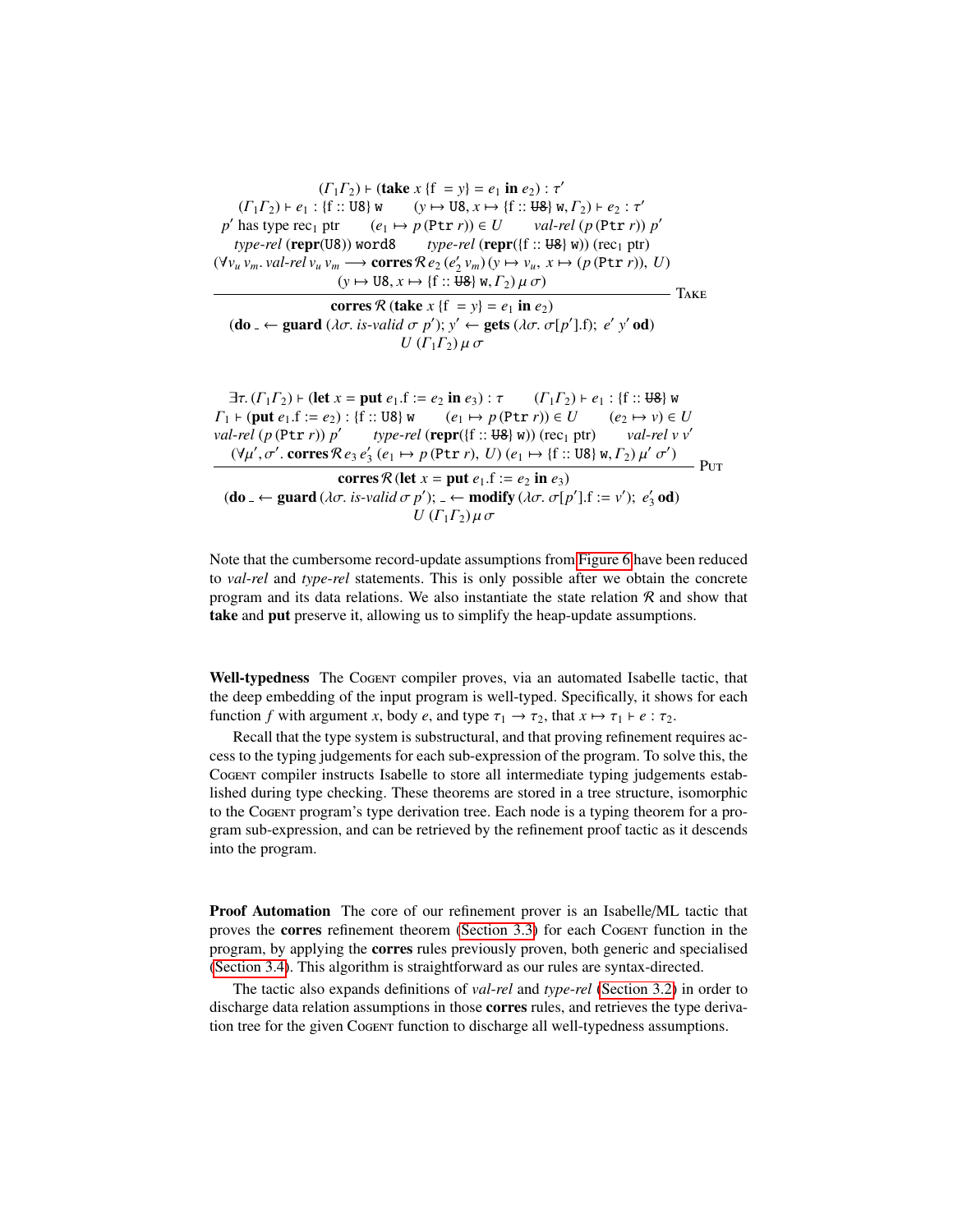$$\frac{\begin{array}{c}(\Gamma_1\Gamma_2) \vdash (\textbf{take}\ x\ \{\mathrm{f}\ = y\} = e_1\ \textbf{in}\ e_2) : \tau' \\ (\Gamma_1\Gamma_2) \vdash e_1 : \{\mathrm{f} :: \mathtt{U8}\}\ \mathtt{w} \qquad (y \mapsto \mathtt{U8}, x \mapsto \{\mathrm{f} :: \sout{\mathtt{U8}}\}\ \mathtt{w}, \Gamma_2) \vdash e_2 : \tau' \\ p' \text{ has type } \mathrm{rec}_1\ \mathrm{ptr} \qquad (e_1 \mapsto p\ (\mathtt{Ptr}\ r)) \in U \qquad \textit{val-rel}\ (p\ (\mathtt{Ptr}\ r))\ p' \\ \textit{type-rel}\ (\textbf{repr}(\mathtt{U8}))\ \mathtt{word8} \qquad \textit{type-rel}\ (\textbf{repr}(\{\mathrm{f} :: \sout{\mathtt{U8}}\}\ \mathtt{w}))\ (\mathrm{rec}_1\ \mathrm{ptr}) \\ (\forall v_u\ v_m.\ \textit{val-rel}\ v_u\ v_m \longrightarrow \textbf{corres}\,\mathcal{R}\, e_2\ (e_2'\ v_m)\ (y \mapsto v_u,\ x \mapsto (p\ (\mathtt{Ptr}\ r)),\ U) \\ (y \mapsto \mathtt{U8}, x \mapsto \{\mathrm{f} :: \sout{\mathtt{U8}}\}\ \mathtt{w}, \Gamma_2)\ \mu\ \sigma)\end{array}}{\begin{array}{c}\textbf{corres}\,\mathcal{R}\ (\textbf{take}\ x\ \{\mathrm{f}\ = y\} = e_1\ \textbf{in}\ e_2) \\ (\textbf{do}\ \_ \leftarrow \textbf{guard}\ (\lambda\sigma.\ \textit{is-valid}\ \sigma\ p');\ y' \leftarrow \textbf{gets}\ (\lambda\sigma.\ \sigma[p'].\mathrm{f});\ e'\ y'\ \textbf{od}) \\ U\ (\Gamma_1\Gamma_2)\ \mu\ \sigma\end{array}}\ \textsc{Take}$$

$$\frac{\begin{array}{c}\exists\tau.\ (\Gamma_1\Gamma_2) \vdash (\textbf{let}\ x = \textbf{put}\ e_1.\mathrm{f} := e_2\ \textbf{in}\ e_3) : \tau \qquad (\Gamma_1\Gamma_2) \vdash e_1 : \{\mathrm{f} :: \sout{\mathtt{U8}}\}\ \mathtt{w} \\ \Gamma_1 \vdash (\textbf{put}\ e_1.\mathrm{f} := e_2) : \{\mathrm{f} :: \mathtt{U8}\}\ \mathtt{w} \qquad (e_1 \mapsto p\ (\mathtt{Ptr}\ r)) \in U \qquad (e_2 \mapsto v) \in U \\ \textit{val-rel}\ (p\ (\mathtt{Ptr}\ r))\ p' \qquad \textit{type-rel}\ (\textbf{repr}(\{\mathrm{f} :: \sout{\mathtt{U8}}\}\ \mathtt{w}))\ (\mathrm{rec}_1\ \mathrm{ptr}) \qquad \textit{val-rel}\ v\ v' \\ (\forall \mu', \sigma'.\ \textbf{corres}\,\mathcal{R}\, e_3\ e_3'\ (e_1 \mapsto p\ (\mathtt{Ptr}\ r),\ U)\ (e_1 \mapsto \{\mathrm{f} :: \mathtt{U8}\}\ \mathtt{w}, \Gamma_2)\ \mu'\ \sigma')\end{array}}{\begin{array}{c}\textbf{corres}\,\mathcal{R}\ (\textbf{let}\ x = \textbf{put}\ e_1.\mathrm{f} := e_2\ \textbf{in}\ e_3) \\ (\textbf{do}\ \_ \leftarrow \textbf{guard}\ (\lambda\sigma.\ \textit{is-valid}\ \sigma\ p');\ \_ \leftarrow \textbf{modify}\ (\lambda\sigma.\ \sigma[p'].\mathrm{f} := v');\ e_3'\ \textbf{od}) \\ U\ (\Gamma_1\Gamma_2)\ \mu\ \sigma\end{array}}\ \textsc{Put}$$

Note that the cumbersome record-update assumptions from Figure 6 have been reduced to *val-rel* and *type-rel* statements. This is only possible after we obtain the concrete program and its data relations. We also instantiate the state relation $\mathcal{R}$ and show that **take** and **put** preserve it, allowing us to simplify the heap-update assumptions.

**Well-typedness** The Cogent compiler proves, via an automated Isabelle tactic, that the deep embedding of the input program is well-typed. Specifically, it shows for each function $f$ with argument $x$, body $e$, and type $\tau_1 \to \tau_2$, that $x \mapsto \tau_1 \vdash e : \tau_2$.

Recall that the type system is substructural, and that proving refinement requires access to the typing judgements for each sub-expression of the program. To solve this, the Cogent compiler instructs Isabelle to store all intermediate typing judgements established during type checking. These theorems are stored in a tree structure, isomorphic to the Cogent program's type derivation tree. Each node is a typing theorem for a program sub-expression, and can be retrieved by the refinement proof tactic as it descends into the program.

**Proof Automation** The core of our refinement prover is an Isabelle/ML tactic that proves the **corres** refinement theorem (Section 3.3) for each Cogent function in the program, by applying the **corres** rules previously proven, both generic and specialised (Section 3.4). This algorithm is straightforward as our rules are syntax-directed.

The tactic also expands definitions of *val-rel* and *type-rel* (Section 3.2) in order to discharge data relation assumptions in those **corres** rules, and retrieves the type derivation tree for the given Cogent function to discharge all well-typedness assumptions.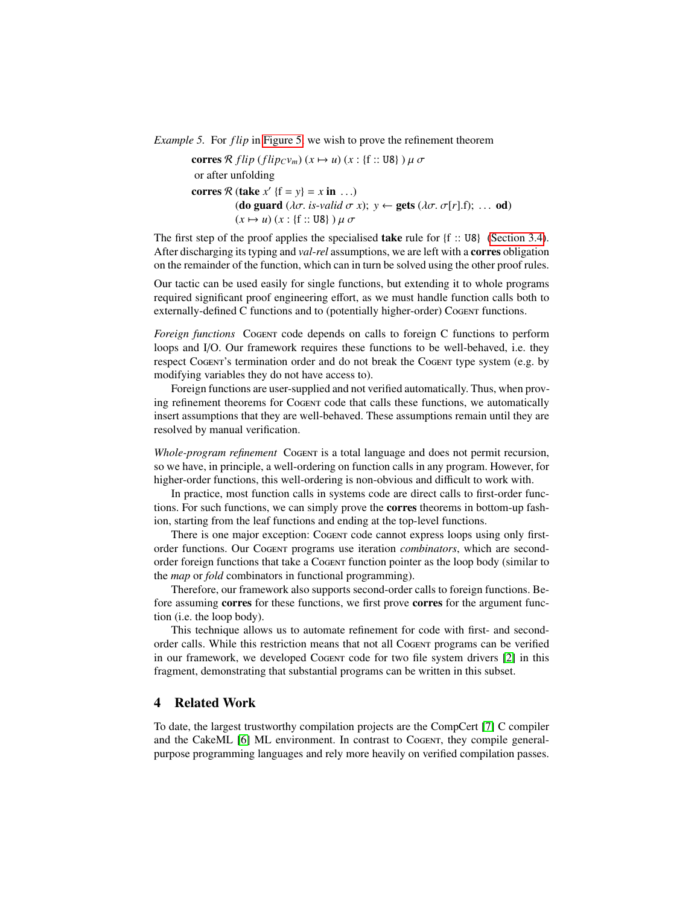*Example 5.* For $flip$ in Figure 5, we wish to prove the refinement theorem

$$\textbf{corres}\ \mathcal{R}\ flip\ (flip_C v_m)\ (x \mapsto u)\ (x : \{\mathsf{f} :: \mathtt{U8}\})\ \mu\ \sigma$$

or after unfolding

$$\begin{aligned}&\textbf{corres}\ \mathcal{R}\ (\textbf{take}\ x'\ \{\mathsf{f} = y\} = x\ \textbf{in}\ \ldots)\\ &\qquad (\textbf{do guard}\ (\lambda\sigma.\ \textit{is-valid}\ \sigma\ x);\ y \leftarrow \textbf{gets}\ (\lambda\sigma.\ \sigma[r].\mathsf{f});\ \ldots\ \textbf{od})\\ &\qquad (x \mapsto u)\ (x : \{\mathsf{f} :: \mathtt{U8}\})\ \mu\ \sigma\end{aligned}$$

The first step of the proof applies the specialised **take** rule for {f :: U8} (Section 3.4). After discharging its typing and *val-rel* assumptions, we are left with a **corres** obligation on the remainder of the function, which can in turn be solved using the other proof rules.

Our tactic can be used easily for single functions, but extending it to whole programs required significant proof engineering effort, as we must handle function calls both to externally-defined C functions and to (potentially higher-order) Cogent functions.

*Foreign functions* Cogent code depends on calls to foreign C functions to perform loops and I/O. Our framework requires these functions to be well-behaved, i.e. they respect Cogent's termination order and do not break the Cogent type system (e.g. by modifying variables they do not have access to).

Foreign functions are user-supplied and not verified automatically. Thus, when proving refinement theorems for Cogent code that calls these functions, we automatically insert assumptions that they are well-behaved. These assumptions remain until they are resolved by manual verification.

*Whole-program refinement* Cogent is a total language and does not permit recursion, so we have, in principle, a well-ordering on function calls in any program. However, for higher-order functions, this well-ordering is non-obvious and difficult to work with.

In practice, most function calls in systems code are direct calls to first-order functions. For such functions, we can simply prove the **corres** theorems in bottom-up fashion, starting from the leaf functions and ending at the top-level functions.

There is one major exception: Cogent code cannot express loops using only first-order functions. Our Cogent programs use iteration *combinators*, which are second-order foreign functions that take a Cogent function pointer as the loop body (similar to the *map* or *fold* combinators in functional programming).

Therefore, our framework also supports second-order calls to foreign functions. Before assuming **corres** for these functions, we first prove **corres** for the argument function (i.e. the loop body).

This technique allows us to automate refinement for code with first- and second-order calls. While this restriction means that not all Cogent programs can be verified in our framework, we developed Cogent code for two file system drivers [2] in this fragment, demonstrating that substantial programs can be written in this subset.

## 4 Related Work

To date, the largest trustworthy compilation projects are the CompCert [7] C compiler and the CakeML [6] ML environment. In contrast to Cogent, they compile general-purpose programming languages and rely more heavily on verified compilation passes.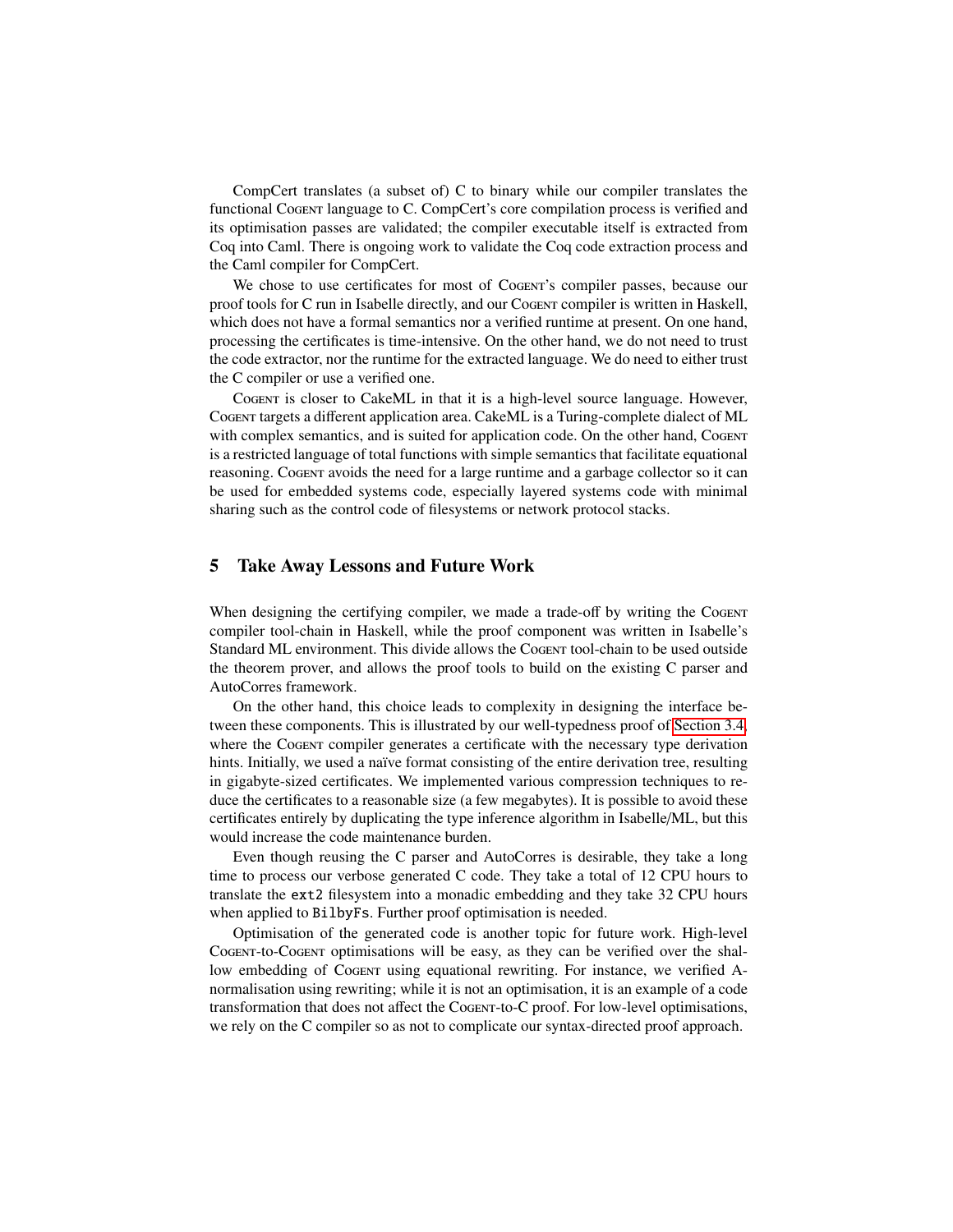CompCert translates (a subset of) C to binary while our compiler translates the functional Cogent language to C. CompCert's core compilation process is verified and its optimisation passes are validated; the compiler executable itself is extracted from Coq into Caml. There is ongoing work to validate the Coq code extraction process and the Caml compiler for CompCert.

We chose to use certificates for most of Cogent's compiler passes, because our proof tools for C run in Isabelle directly, and our Cogent compiler is written in Haskell, which does not have a formal semantics nor a verified runtime at present. On one hand, processing the certificates is time-intensive. On the other hand, we do not need to trust the code extractor, nor the runtime for the extracted language. We do need to either trust the C compiler or use a verified one.

Cogent is closer to CakeML in that it is a high-level source language. However, Cogent targets a different application area. CakeML is a Turing-complete dialect of ML with complex semantics, and is suited for application code. On the other hand, Cogent is a restricted language of total functions with simple semantics that facilitate equational reasoning. Cogent avoids the need for a large runtime and a garbage collector so it can be used for embedded systems code, especially layered systems code with minimal sharing such as the control code of filesystems or network protocol stacks.

## 5 Take Away Lessons and Future Work

When designing the certifying compiler, we made a trade-off by writing the Cogent compiler tool-chain in Haskell, while the proof component was written in Isabelle's Standard ML environment. This divide allows the Cogent tool-chain to be used outside the theorem prover, and allows the proof tools to build on the existing C parser and AutoCorres framework.

On the other hand, this choice leads to complexity in designing the interface between these components. This is illustrated by our well-typedness proof of Section 3.4, where the Cogent compiler generates a certificate with the necessary type derivation hints. Initially, we used a naïve format consisting of the entire derivation tree, resulting in gigabyte-sized certificates. We implemented various compression techniques to reduce the certificates to a reasonable size (a few megabytes). It is possible to avoid these certificates entirely by duplicating the type inference algorithm in Isabelle/ML, but this would increase the code maintenance burden.

Even though reusing the C parser and AutoCorres is desirable, they take a long time to process our verbose generated C code. They take a total of 12 CPU hours to translate the `ext2` filesystem into a monadic embedding and they take 32 CPU hours when applied to `BilbyFs`. Further proof optimisation is needed.

Optimisation of the generated code is another topic for future work. High-level Cogent-to-Cogent optimisations will be easy, as they can be verified over the shallow embedding of Cogent using equational rewriting. For instance, we verified A-normalisation using rewriting; while it is not an optimisation, it is an example of a code transformation that does not affect the Cogent-to-C proof. For low-level optimisations, we rely on the C compiler so as not to complicate our syntax-directed proof approach.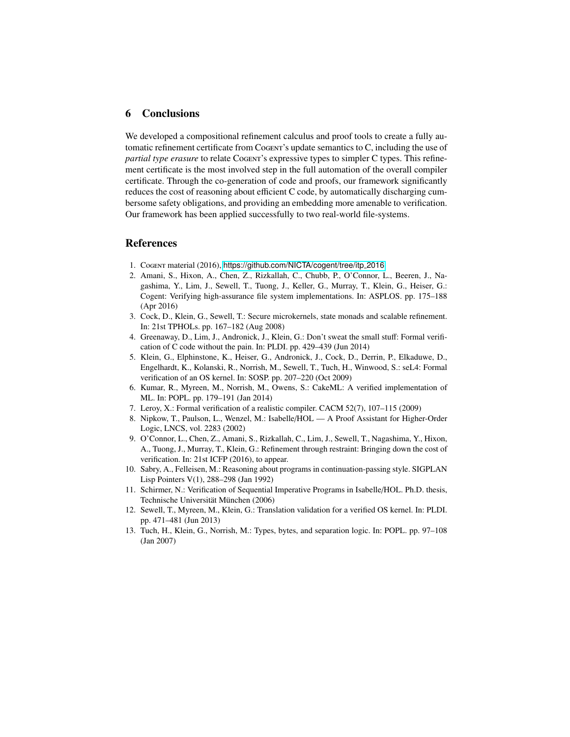## 6 Conclusions

We developed a compositional refinement calculus and proof tools to create a fully automatic refinement certificate from COGENT's update semantics to C, including the use of *partial type erasure* to relate COGENT's expressive types to simpler C types. This refinement certificate is the most involved step in the full automation of the overall compiler certificate. Through the co-generation of code and proofs, our framework significantly reduces the cost of reasoning about efficient C code, by automatically discharging cumbersome safety obligations, and providing an embedding more amenable to verification. Our framework has been applied successfully to two real-world file-systems.

## References

1. COGENT material (2016), https://github.com/NICTA/cogent/tree/itp_2016
2. Amani, S., Hixon, A., Chen, Z., Rizkallah, C., Chubb, P., O'Connor, L., Beeren, J., Nagashima, Y., Lim, J., Sewell, T., Tuong, J., Keller, G., Murray, T., Klein, G., Heiser, G.: Cogent: Verifying high-assurance file system implementations. In: ASPLOS. pp. 175–188 (Apr 2016)
3. Cock, D., Klein, G., Sewell, T.: Secure microkernels, state monads and scalable refinement. In: 21st TPHOLs. pp. 167–182 (Aug 2008)
4. Greenaway, D., Lim, J., Andronick, J., Klein, G.: Don't sweat the small stuff: Formal verification of C code without the pain. In: PLDI. pp. 429–439 (Jun 2014)
5. Klein, G., Elphinstone, K., Heiser, G., Andronick, J., Cock, D., Derrin, P., Elkaduwe, D., Engelhardt, K., Kolanski, R., Norrish, M., Sewell, T., Tuch, H., Winwood, S.: seL4: Formal verification of an OS kernel. In: SOSP. pp. 207–220 (Oct 2009)
6. Kumar, R., Myreen, M., Norrish, M., Owens, S.: CakeML: A verified implementation of ML. In: POPL. pp. 179–191 (Jan 2014)
7. Leroy, X.: Formal verification of a realistic compiler. CACM 52(7), 107–115 (2009)
8. Nipkow, T., Paulson, L., Wenzel, M.: Isabelle/HOL — A Proof Assistant for Higher-Order Logic, LNCS, vol. 2283 (2002)
9. O'Connor, L., Chen, Z., Amani, S., Rizkallah, C., Lim, J., Sewell, T., Nagashima, Y., Hixon, A., Tuong, J., Murray, T., Klein, G.: Refinement through restraint: Bringing down the cost of verification. In: 21st ICFP (2016), to appear.
10. Sabry, A., Felleisen, M.: Reasoning about programs in continuation-passing style. SIGPLAN Lisp Pointers V(1), 288–298 (Jan 1992)
11. Schirmer, N.: Verification of Sequential Imperative Programs in Isabelle/HOL. Ph.D. thesis, Technische Universität München (2006)
12. Sewell, T., Myreen, M., Klein, G.: Translation validation for a verified OS kernel. In: PLDI. pp. 471–481 (Jun 2013)
13. Tuch, H., Klein, G., Norrish, M.: Types, bytes, and separation logic. In: POPL. pp. 97–108 (Jan 2007)